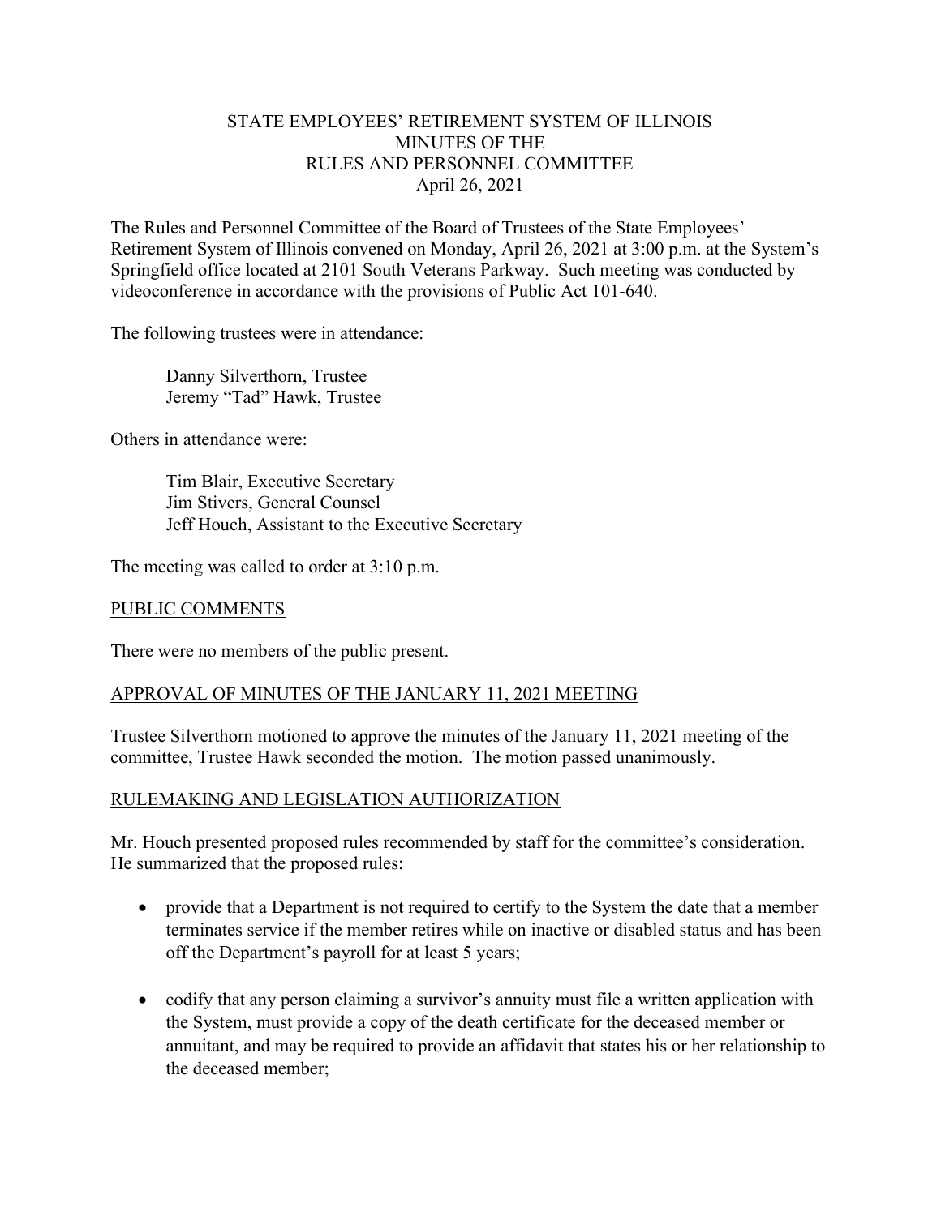STATE EMPLOYEES' RETIREMENT SYSTEM OF ILLINOIS
MINUTES OF THE
RULES AND PERSONNEL COMMITTEE
April 26, 2021

The Rules and Personnel Committee of the Board of Trustees of the State Employees' Retirement System of Illinois convened on Monday, April 26, 2021 at 3:00 p.m. at the System's Springfield office located at 2101 South Veterans Parkway. Such meeting was conducted by videoconference in accordance with the provisions of Public Act 101-640.

The following trustees were in attendance:

Danny Silverthorn, Trustee
Jeremy "Tad" Hawk, Trustee

Others in attendance were:

Tim Blair, Executive Secretary
Jim Stivers, General Counsel
Jeff Houch, Assistant to the Executive Secretary

The meeting was called to order at 3:10 p.m.

PUBLIC COMMENTS

There were no members of the public present.

APPROVAL OF MINUTES OF THE JANUARY 11, 2021 MEETING

Trustee Silverthorn motioned to approve the minutes of the January 11, 2021 meeting of the committee, Trustee Hawk seconded the motion. The motion passed unanimously.

RULEMAKING AND LEGISLATION AUTHORIZATION

Mr. Houch presented proposed rules recommended by staff for the committee's consideration. He summarized that the proposed rules:

- provide that a Department is not required to certify to the System the date that a member terminates service if the member retires while on inactive or disabled status and has been off the Department's payroll for at least 5 years;
- codify that any person claiming a survivor's annuity must file a written application with the System, must provide a copy of the death certificate for the deceased member or annuitant, and may be required to provide an affidavit that states his or her relationship to the deceased member;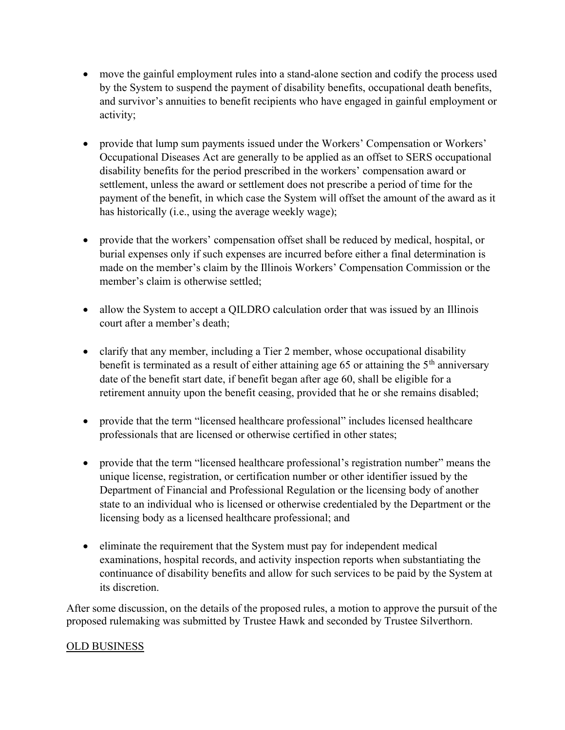- move the gainful employment rules into a stand-alone section and codify the process used by the System to suspend the payment of disability benefits, occupational death benefits, and survivor's annuities to benefit recipients who have engaged in gainful employment or activity;

- provide that lump sum payments issued under the Workers' Compensation or Workers' Occupational Diseases Act are generally to be applied as an offset to SERS occupational disability benefits for the period prescribed in the workers' compensation award or settlement, unless the award or settlement does not prescribe a period of time for the payment of the benefit, in which case the System will offset the amount of the award as it has historically (i.e., using the average weekly wage);

- provide that the workers' compensation offset shall be reduced by medical, hospital, or burial expenses only if such expenses are incurred before either a final determination is made on the member's claim by the Illinois Workers' Compensation Commission or the member's claim is otherwise settled;

- allow the System to accept a QILDRO calculation order that was issued by an Illinois court after a member's death;

- clarify that any member, including a Tier 2 member, whose occupational disability benefit is terminated as a result of either attaining age 65 or attaining the 5th anniversary date of the benefit start date, if benefit began after age 60, shall be eligible for a retirement annuity upon the benefit ceasing, provided that he or she remains disabled;

- provide that the term "licensed healthcare professional" includes licensed healthcare professionals that are licensed or otherwise certified in other states;

- provide that the term "licensed healthcare professional's registration number" means the unique license, registration, or certification number or other identifier issued by the Department of Financial and Professional Regulation or the licensing body of another state to an individual who is licensed or otherwise credentialed by the Department or the licensing body as a licensed healthcare professional; and

- eliminate the requirement that the System must pay for independent medical examinations, hospital records, and activity inspection reports when substantiating the continuance of disability benefits and allow for such services to be paid by the System at its discretion.

After some discussion, on the details of the proposed rules, a motion to approve the pursuit of the proposed rulemaking was submitted by Trustee Hawk and seconded by Trustee Silverthorn.

OLD BUSINESS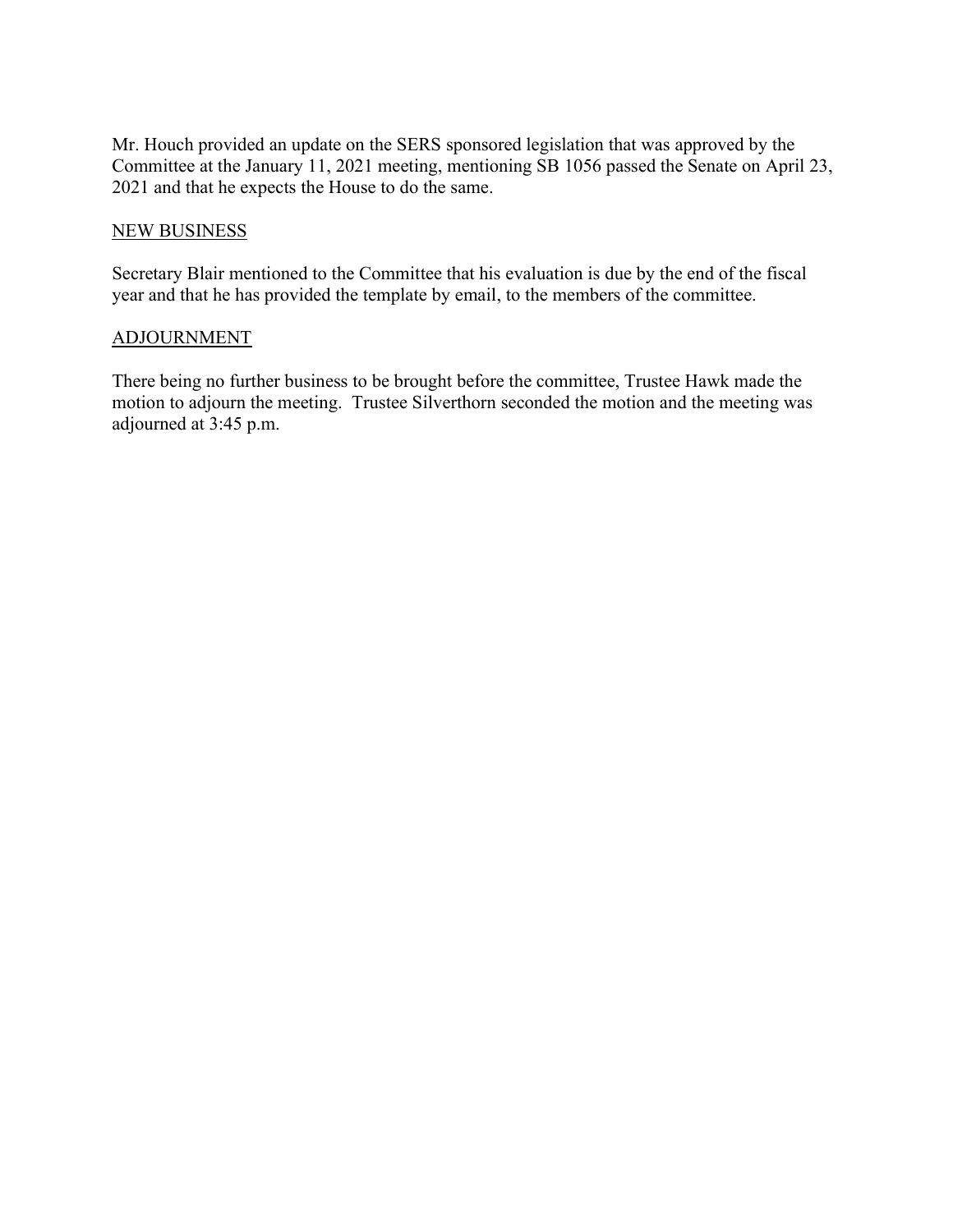Mr. Houch provided an update on the SERS sponsored legislation that was approved by the Committee at the January 11, 2021 meeting, mentioning SB 1056 passed the Senate on April 23, 2021 and that he expects the House to do the same.

## NEW BUSINESS

Secretary Blair mentioned to the Committee that his evaluation is due by the end of the fiscal year and that he has provided the template by email, to the members of the committee.

## ADJOURNMENT

There being no further business to be brought before the committee, Trustee Hawk made the motion to adjourn the meeting. Trustee Silverthorn seconded the motion and the meeting was adjourned at 3:45 p.m.